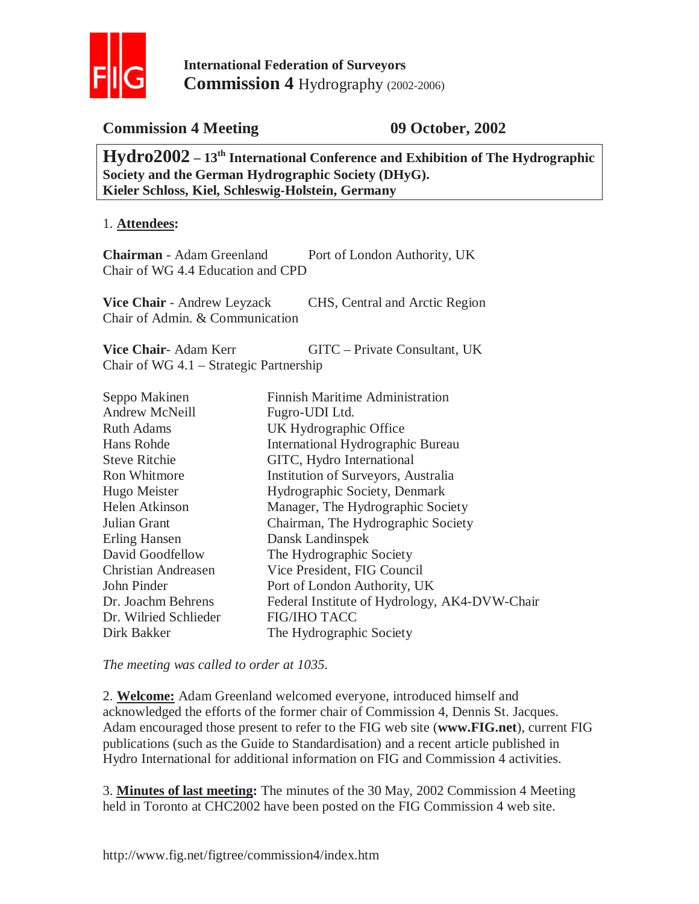**International Federation of Surveyors**
**Commission 4** Hydrography (2002-2006)

## Commission 4 Meeting 09 October, 2002

**Hydro2002 – 13th International Conference and Exhibition of The Hydrographic Society and the German Hydrographic Society (DHyG).**
**Kieler Schloss, Kiel, Schleswig-Holstein, Germany**

1. **Attendees:**

**Chairman** - Adam Greenland — Port of London Authority, UK
Chair of WG 4.4 Education and CPD

**Vice Chair** - Andrew Leyzack — CHS, Central and Arctic Region
Chair of Admin. & Communication

**Vice Chair**- Adam Kerr — GITC – Private Consultant, UK
Chair of WG 4.1 – Strategic Partnership

| | |
|---|---|
| Seppo Makinen | Finnish Maritime Administration |
| Andrew McNeill | Fugro-UDI Ltd. |
| Ruth Adams | UK Hydrographic Office |
| Hans Rohde | International Hydrographic Bureau |
| Steve Ritchie | GITC, Hydro International |
| Ron Whitmore | Institution of Surveyors, Australia |
| Hugo Meister | Hydrographic Society, Denmark |
| Helen Atkinson | Manager, The Hydrographic Society |
| Julian Grant | Chairman, The Hydrographic Society |
| Erling Hansen | Dansk Landinspek |
| David Goodfellow | The Hydrographic Society |
| Christian Andreasen | Vice President, FIG Council |
| John Pinder | Port of London Authority, UK |
| Dr. Joachm Behrens | Federal Institute of Hydrology, AK4-DVW-Chair |
| Dr. Wilried Schlieder | FIG/IHO TACC |
| Dirk Bakker | The Hydrographic Society |

*The meeting was called to order at 1035.*

2. **Welcome:** Adam Greenland welcomed everyone, introduced himself and acknowledged the efforts of the former chair of Commission 4, Dennis St. Jacques. Adam encouraged those present to refer to the FIG web site (**www.FIG.net**), current FIG publications (such as the Guide to Standardisation) and a recent article published in Hydro International for additional information on FIG and Commission 4 activities.

3. **Minutes of last meeting:** The minutes of the 30 May, 2002 Commission 4 Meeting held in Toronto at CHC2002 have been posted on the FIG Commission 4 web site.

http://www.fig.net/figtree/commission4/index.htm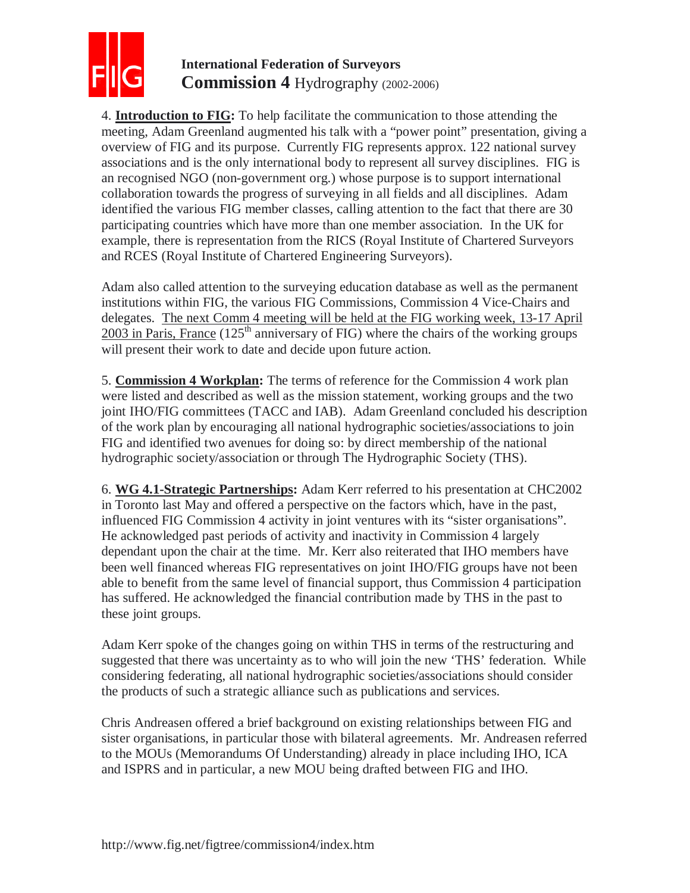4. **Introduction to FIG:** To help facilitate the communication to those attending the meeting, Adam Greenland augmented his talk with a "power point" presentation, giving a overview of FIG and its purpose. Currently FIG represents approx. 122 national survey associations and is the only international body to represent all survey disciplines. FIG is an recognised NGO (non-government org.) whose purpose is to support international collaboration towards the progress of surveying in all fields and all disciplines. Adam identified the various FIG member classes, calling attention to the fact that there are 30 participating countries which have more than one member association. In the UK for example, there is representation from the RICS (Royal Institute of Chartered Surveyors and RCES (Royal Institute of Chartered Engineering Surveyors).

Adam also called attention to the surveying education database as well as the permanent institutions within FIG, the various FIG Commissions, Commission 4 Vice-Chairs and delegates. The next Comm 4 meeting will be held at the FIG working week, 13-17 April 2003 in Paris, France (125th anniversary of FIG) where the chairs of the working groups will present their work to date and decide upon future action.

5. **Commission 4 Workplan:** The terms of reference for the Commission 4 work plan were listed and described as well as the mission statement, working groups and the two joint IHO/FIG committees (TACC and IAB). Adam Greenland concluded his description of the work plan by encouraging all national hydrographic societies/associations to join FIG and identified two avenues for doing so: by direct membership of the national hydrographic society/association or through The Hydrographic Society (THS).

6. **WG 4.1-Strategic Partnerships:** Adam Kerr referred to his presentation at CHC2002 in Toronto last May and offered a perspective on the factors which, have in the past, influenced FIG Commission 4 activity in joint ventures with its "sister organisations". He acknowledged past periods of activity and inactivity in Commission 4 largely dependant upon the chair at the time. Mr. Kerr also reiterated that IHO members have been well financed whereas FIG representatives on joint IHO/FIG groups have not been able to benefit from the same level of financial support, thus Commission 4 participation has suffered. He acknowledged the financial contribution made by THS in the past to these joint groups.

Adam Kerr spoke of the changes going on within THS in terms of the restructuring and suggested that there was uncertainty as to who will join the new 'THS' federation. While considering federating, all national hydrographic societies/associations should consider the products of such a strategic alliance such as publications and services.

Chris Andreasen offered a brief background on existing relationships between FIG and sister organisations, in particular those with bilateral agreements. Mr. Andreasen referred to the MOUs (Memorandums Of Understanding) already in place including IHO, ICA and ISPRS and in particular, a new MOU being drafted between FIG and IHO.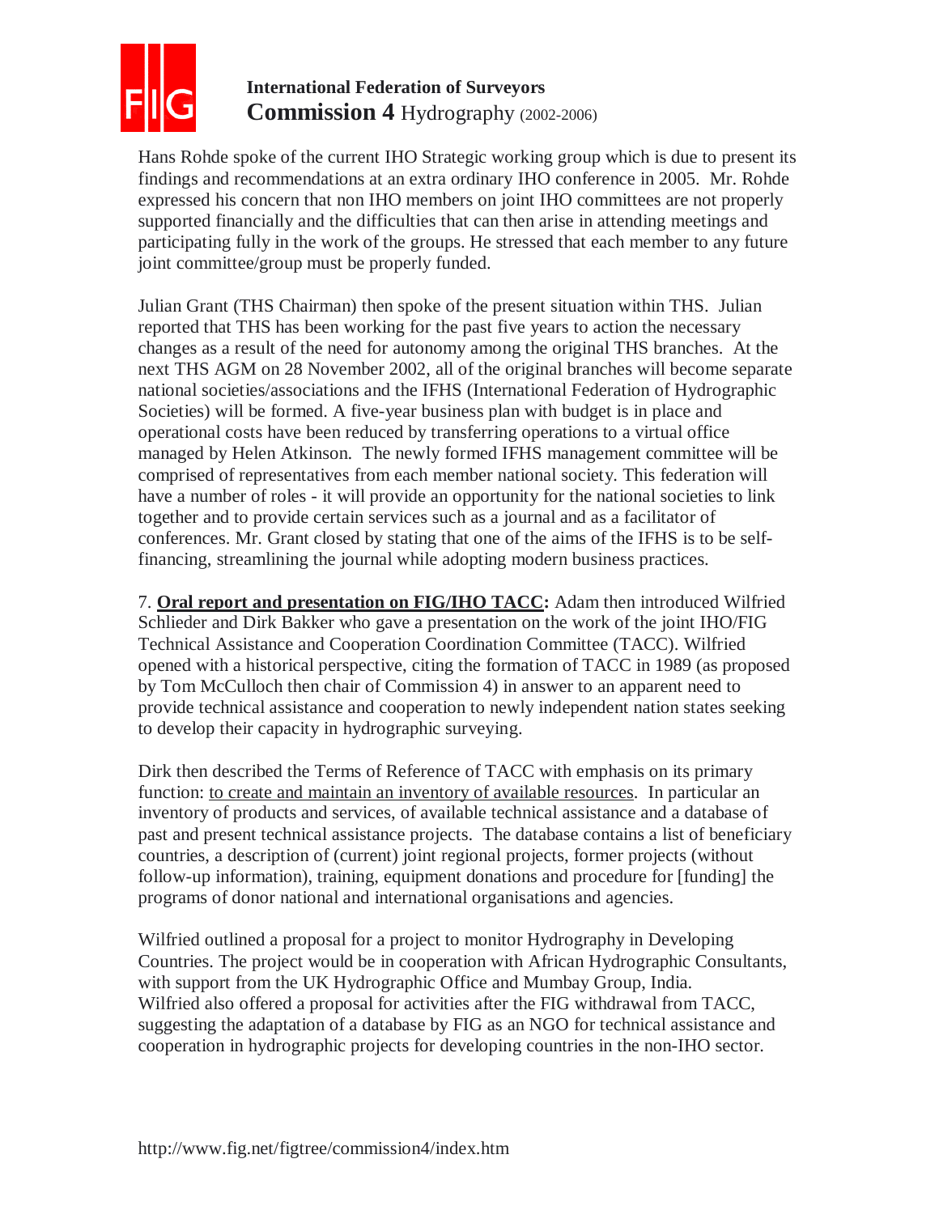Hans Rohde spoke of the current IHO Strategic working group which is due to present its findings and recommendations at an extra ordinary IHO conference in 2005. Mr. Rohde expressed his concern that non IHO members on joint IHO committees are not properly supported financially and the difficulties that can then arise in attending meetings and participating fully in the work of the groups. He stressed that each member to any future joint committee/group must be properly funded.

Julian Grant (THS Chairman) then spoke of the present situation within THS. Julian reported that THS has been working for the past five years to action the necessary changes as a result of the need for autonomy among the original THS branches. At the next THS AGM on 28 November 2002, all of the original branches will become separate national societies/associations and the IFHS (International Federation of Hydrographic Societies) will be formed. A five-year business plan with budget is in place and operational costs have been reduced by transferring operations to a virtual office managed by Helen Atkinson. The newly formed IFHS management committee will be comprised of representatives from each member national society. This federation will have a number of roles - it will provide an opportunity for the national societies to link together and to provide certain services such as a journal and as a facilitator of conferences. Mr. Grant closed by stating that one of the aims of the IFHS is to be self-financing, streamlining the journal while adopting modern business practices.

7. **Oral report and presentation on FIG/IHO TACC:** Adam then introduced Wilfried Schlieder and Dirk Bakker who gave a presentation on the work of the joint IHO/FIG Technical Assistance and Cooperation Coordination Committee (TACC). Wilfried opened with a historical perspective, citing the formation of TACC in 1989 (as proposed by Tom McCulloch then chair of Commission 4) in answer to an apparent need to provide technical assistance and cooperation to newly independent nation states seeking to develop their capacity in hydrographic surveying.

Dirk then described the Terms of Reference of TACC with emphasis on its primary function: to create and maintain an inventory of available resources. In particular an inventory of products and services, of available technical assistance and a database of past and present technical assistance projects. The database contains a list of beneficiary countries, a description of (current) joint regional projects, former projects (without follow-up information), training, equipment donations and procedure for [funding] the programs of donor national and international organisations and agencies.

Wilfried outlined a proposal for a project to monitor Hydrography in Developing Countries. The project would be in cooperation with African Hydrographic Consultants, with support from the UK Hydrographic Office and Mumbay Group, India.
Wilfried also offered a proposal for activities after the FIG withdrawal from TACC, suggesting the adaptation of a database by FIG as an NGO for technical assistance and cooperation in hydrographic projects for developing countries in the non-IHO sector.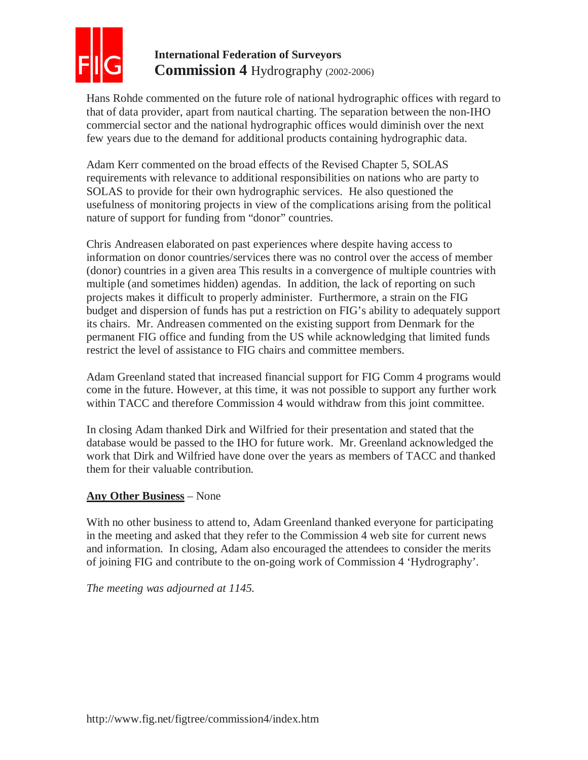Hans Rohde commented on the future role of national hydrographic offices with regard to that of data provider, apart from nautical charting. The separation between the non-IHO commercial sector and the national hydrographic offices would diminish over the next few years due to the demand for additional products containing hydrographic data.

Adam Kerr commented on the broad effects of the Revised Chapter 5, SOLAS requirements with relevance to additional responsibilities on nations who are party to SOLAS to provide for their own hydrographic services. He also questioned the usefulness of monitoring projects in view of the complications arising from the political nature of support for funding from "donor" countries.

Chris Andreasen elaborated on past experiences where despite having access to information on donor countries/services there was no control over the access of member (donor) countries in a given area This results in a convergence of multiple countries with multiple (and sometimes hidden) agendas. In addition, the lack of reporting on such projects makes it difficult to properly administer. Furthermore, a strain on the FIG budget and dispersion of funds has put a restriction on FIG's ability to adequately support its chairs. Mr. Andreasen commented on the existing support from Denmark for the permanent FIG office and funding from the US while acknowledging that limited funds restrict the level of assistance to FIG chairs and committee members.

Adam Greenland stated that increased financial support for FIG Comm 4 programs would come in the future. However, at this time, it was not possible to support any further work within TACC and therefore Commission 4 would withdraw from this joint committee.

In closing Adam thanked Dirk and Wilfried for their presentation and stated that the database would be passed to the IHO for future work. Mr. Greenland acknowledged the work that Dirk and Wilfried have done over the years as members of TACC and thanked them for their valuable contribution.

**Any Other Business** – None

With no other business to attend to, Adam Greenland thanked everyone for participating in the meeting and asked that they refer to the Commission 4 web site for current news and information. In closing, Adam also encouraged the attendees to consider the merits of joining FIG and contribute to the on-going work of Commission 4 'Hydrography'.

*The meeting was adjourned at 1145.*